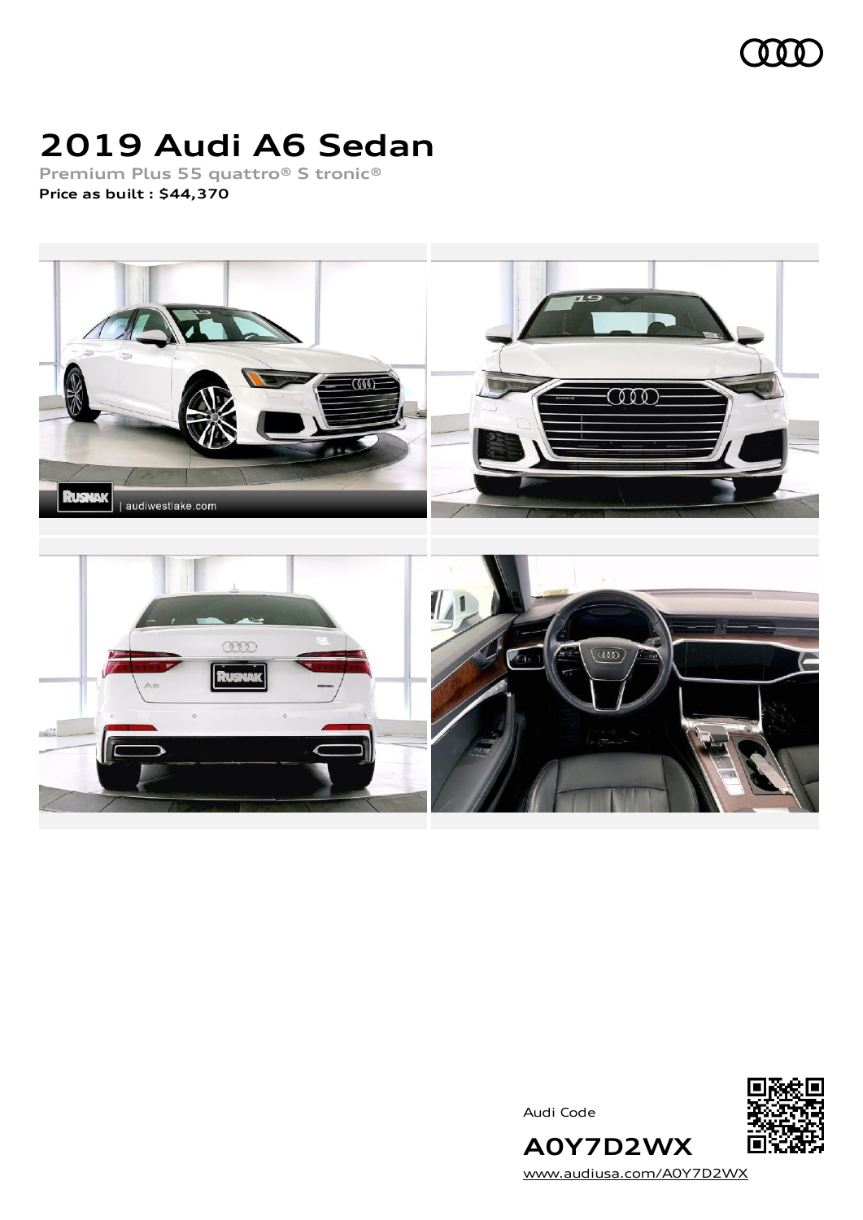# 2019 Audi A6 Sedan

**Premium Plus 55 quattro® S tronic®**

**Price as built : $44,370**

Audi Code

**A0Y7D2WX**

www.audiusa.com/A0Y7D2WX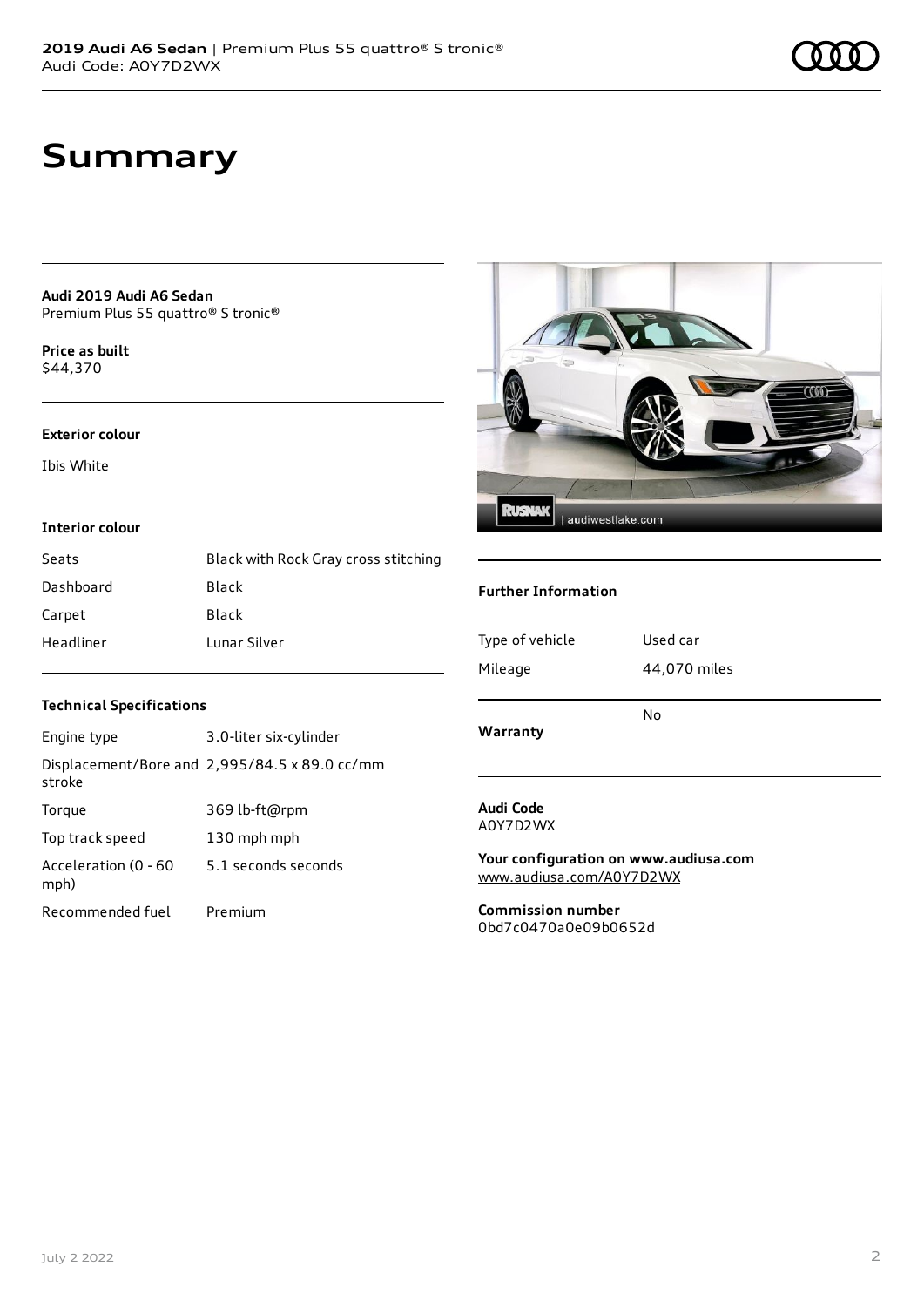# Summary

**Audi 2019 Audi A6 Sedan**
Premium Plus 55 quattro® S tronic®

**Price as built**
$44,370

### Exterior colour

Ibis White

### Interior colour

| Seats | Black with Rock Gray cross stitching |
| --- | --- |
| Dashboard | Black |
| Carpet | Black |
| Headliner | Lunar Silver |

### Technical Specifications

| Engine type | 3.0-liter six-cylinder |
| --- | --- |
| Displacement/Bore and stroke | 2,995/84.5 x 89.0 cc/mm |
| Torque | 369 lb-ft@rpm |
| Top track speed | 130 mph mph |
| Acceleration (0 - 60 mph) | 5.1 seconds seconds |
| Recommended fuel | Premium |

### Further Information

| Type of vehicle | Used car |
| --- | --- |
| Mileage | 44,070 miles |
| **Warranty** | No |

**Audi Code**
A0Y7D2WX

**Your configuration on www.audiusa.com**
www.audiusa.com/A0Y7D2WX

**Commission number**
0bd7c0470a0e09b0652d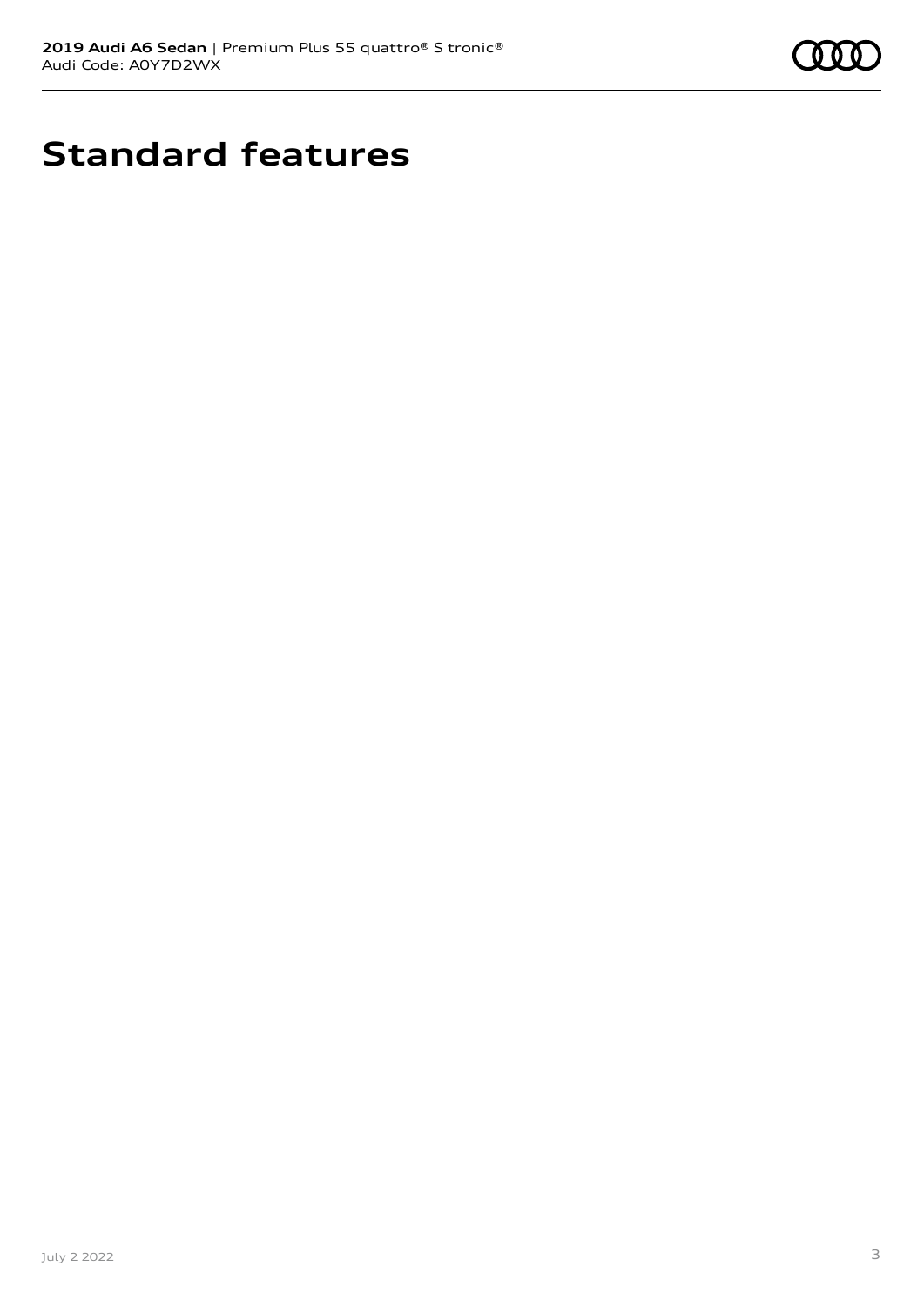# Standard features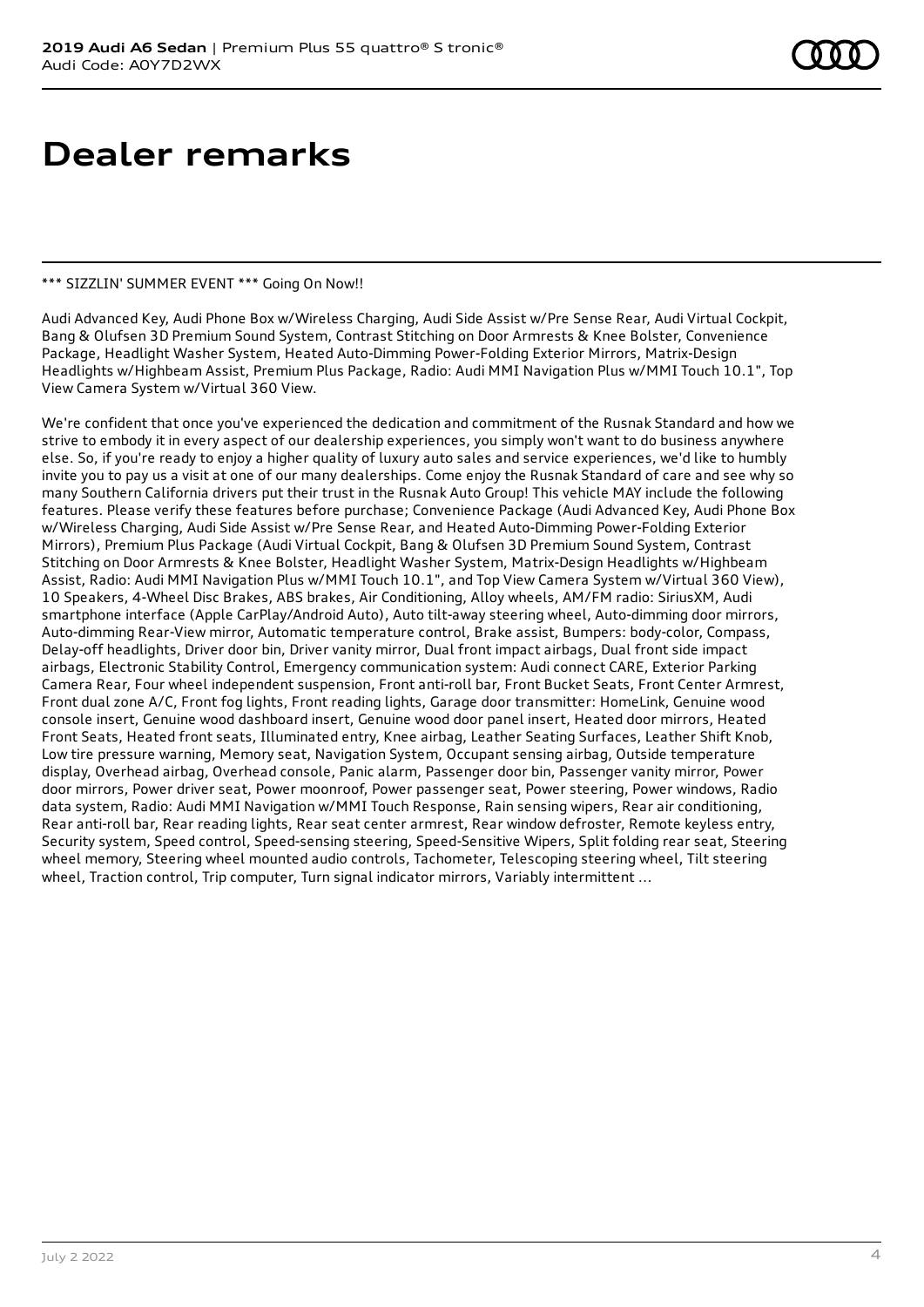# Dealer remarks

*** SIZZLIN' SUMMER EVENT *** Going On Now!!

Audi Advanced Key, Audi Phone Box w/Wireless Charging, Audi Side Assist w/Pre Sense Rear, Audi Virtual Cockpit, Bang & Olufsen 3D Premium Sound System, Contrast Stitching on Door Armrests & Knee Bolster, Convenience Package, Headlight Washer System, Heated Auto-Dimming Power-Folding Exterior Mirrors, Matrix-Design Headlights w/Highbeam Assist, Premium Plus Package, Radio: Audi MMI Navigation Plus w/MMI Touch 10.1", Top View Camera System w/Virtual 360 View.

We're confident that once you've experienced the dedication and commitment of the Rusnak Standard and how we strive to embody it in every aspect of our dealership experiences, you simply won't want to do business anywhere else. So, if you're ready to enjoy a higher quality of luxury auto sales and service experiences, we'd like to humbly invite you to pay us a visit at one of our many dealerships. Come enjoy the Rusnak Standard of care and see why so many Southern California drivers put their trust in the Rusnak Auto Group! This vehicle MAY include the following features. Please verify these features before purchase; Convenience Package (Audi Advanced Key, Audi Phone Box w/Wireless Charging, Audi Side Assist w/Pre Sense Rear, and Heated Auto-Dimming Power-Folding Exterior Mirrors), Premium Plus Package (Audi Virtual Cockpit, Bang & Olufsen 3D Premium Sound System, Contrast Stitching on Door Armrests & Knee Bolster, Headlight Washer System, Matrix-Design Headlights w/Highbeam Assist, Radio: Audi MMI Navigation Plus w/MMI Touch 10.1", and Top View Camera System w/Virtual 360 View), 10 Speakers, 4-Wheel Disc Brakes, ABS brakes, Air Conditioning, Alloy wheels, AM/FM radio: SiriusXM, Audi smartphone interface (Apple CarPlay/Android Auto), Auto tilt-away steering wheel, Auto-dimming door mirrors, Auto-dimming Rear-View mirror, Automatic temperature control, Brake assist, Bumpers: body-color, Compass, Delay-off headlights, Driver door bin, Driver vanity mirror, Dual front impact airbags, Dual front side impact airbags, Electronic Stability Control, Emergency communication system: Audi connect CARE, Exterior Parking Camera Rear, Four wheel independent suspension, Front anti-roll bar, Front Bucket Seats, Front Center Armrest, Front dual zone A/C, Front fog lights, Front reading lights, Garage door transmitter: HomeLink, Genuine wood console insert, Genuine wood dashboard insert, Genuine wood door panel insert, Heated door mirrors, Heated Front Seats, Heated front seats, Illuminated entry, Knee airbag, Leather Seating Surfaces, Leather Shift Knob, Low tire pressure warning, Memory seat, Navigation System, Occupant sensing airbag, Outside temperature display, Overhead airbag, Overhead console, Panic alarm, Passenger door bin, Passenger vanity mirror, Power door mirrors, Power driver seat, Power moonroof, Power passenger seat, Power steering, Power windows, Radio data system, Radio: Audi MMI Navigation w/MMI Touch Response, Rain sensing wipers, Rear air conditioning, Rear anti-roll bar, Rear reading lights, Rear seat center armrest, Rear window defroster, Remote keyless entry, Security system, Speed control, Speed-sensing steering, Speed-Sensitive Wipers, Split folding rear seat, Steering wheel memory, Steering wheel mounted audio controls, Tachometer, Telescoping steering wheel, Tilt steering wheel, Traction control, Trip computer, Turn signal indicator mirrors, Variably intermittent ...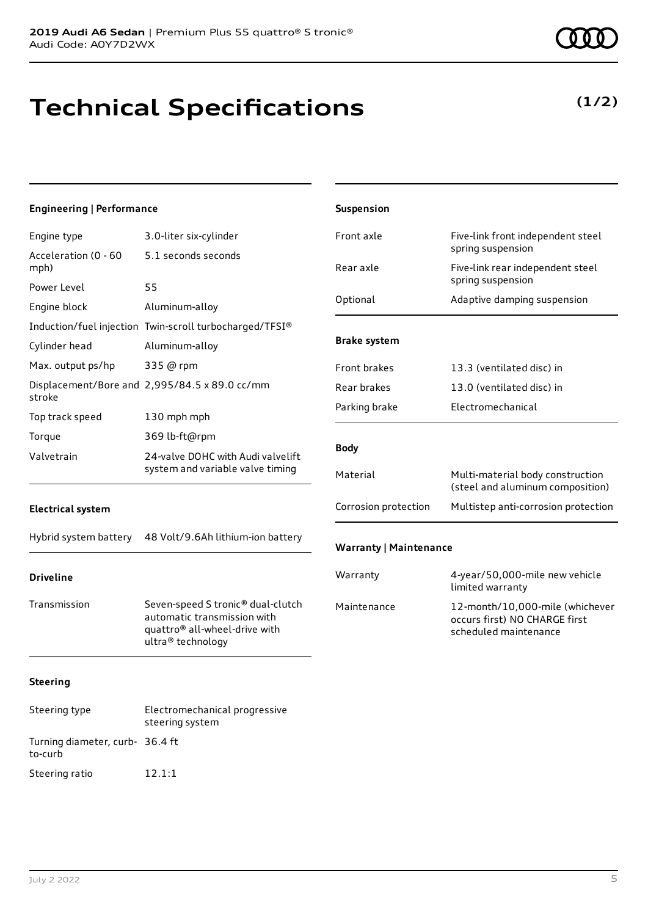# Technical Specifications

**(1/2)**

### Engineering | Performance

| | |
|---|---|
| Engine type | 3.0-liter six-cylinder |
| Acceleration (0 - 60 mph) | 5.1 seconds seconds |
| Power Level | 55 |
| Engine block | Aluminum-alloy |
| Induction/fuel injection | Twin-scroll turbocharged/TFSI® |
| Cylinder head | Aluminum-alloy |
| Max. output ps/hp | 335 @ rpm |
| Displacement/Bore and stroke | 2,995/84.5 x 89.0 cc/mm |
| Top track speed | 130 mph mph |
| Torque | 369 lb-ft@rpm |
| Valvetrain | 24-valve DOHC with Audi valvelift system and variable valve timing |

### Electrical system

| | |
|---|---|
| Hybrid system battery | 48 Volt/9.6Ah lithium-ion battery |

### Driveline

| | |
|---|---|
| Transmission | Seven-speed S tronic® dual-clutch automatic transmission with quattro® all-wheel-drive with ultra® technology |

### Steering

| | |
|---|---|
| Steering type | Electromechanical progressive steering system |
| Turning diameter, curb-to-curb | 36.4 ft |
| Steering ratio | 12.1:1 |

### Suspension

| | |
|---|---|
| Front axle | Five-link front independent steel spring suspension |
| Rear axle | Five-link rear independent steel spring suspension |
| Optional | Adaptive damping suspension |

### Brake system

| | |
|---|---|
| Front brakes | 13.3 (ventilated disc) in |
| Rear brakes | 13.0 (ventilated disc) in |
| Parking brake | Electromechanical |

### Body

| | |
|---|---|
| Material | Multi-material body construction (steel and aluminum composition) |
| Corrosion protection | Multistep anti-corrosion protection |

### Warranty | Maintenance

| | |
|---|---|
| Warranty | 4-year/50,000-mile new vehicle limited warranty |
| Maintenance | 12-month/10,000-mile (whichever occurs first) NO CHARGE first scheduled maintenance |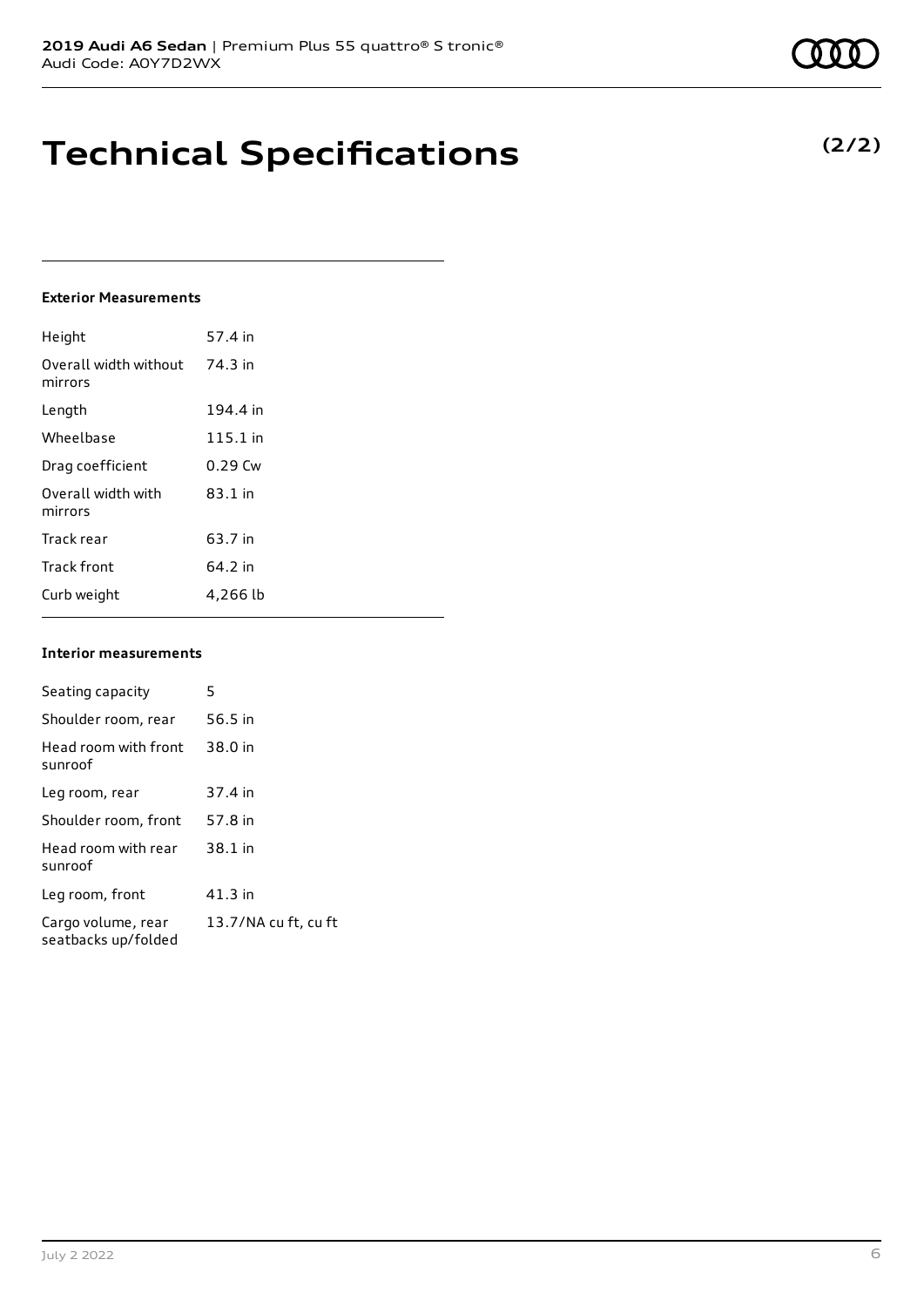# Technical Specifications

**(2/2)**

### Exterior Measurements

| | |
|---|---|
| Height | 57.4 in |
| Overall width without mirrors | 74.3 in |
| Length | 194.4 in |
| Wheelbase | 115.1 in |
| Drag coefficient | 0.29 Cw |
| Overall width with mirrors | 83.1 in |
| Track rear | 63.7 in |
| Track front | 64.2 in |
| Curb weight | 4,266 lb |

### Interior measurements

| | |
|---|---|
| Seating capacity | 5 |
| Shoulder room, rear | 56.5 in |
| Head room with front sunroof | 38.0 in |
| Leg room, rear | 37.4 in |
| Shoulder room, front | 57.8 in |
| Head room with rear sunroof | 38.1 in |
| Leg room, front | 41.3 in |
| Cargo volume, rear seatbacks up/folded | 13.7/NA cu ft, cu ft |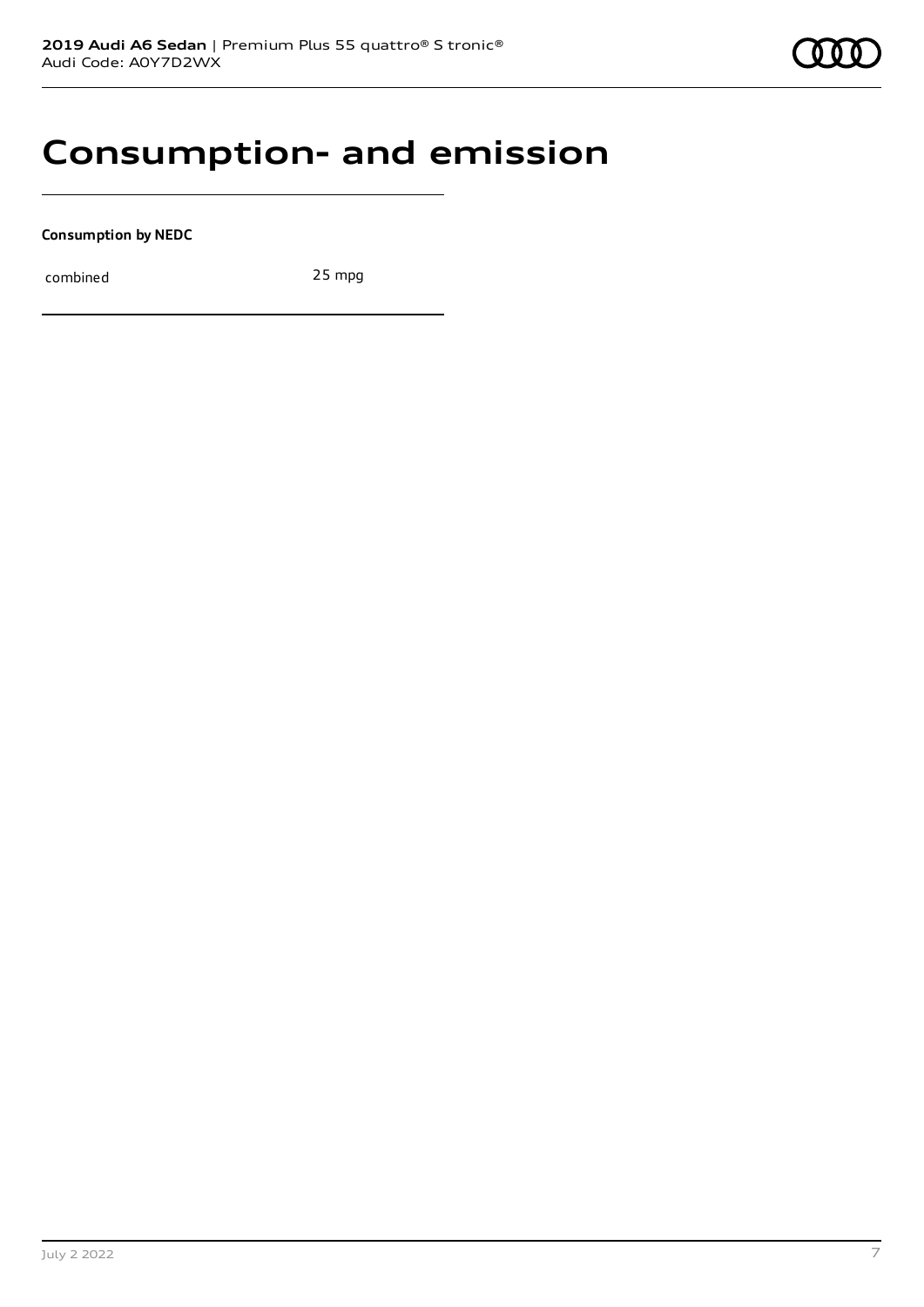# Consumption- and emission

**Consumption by NEDC**

| | |
|---|---|
| combined | 25 mpg |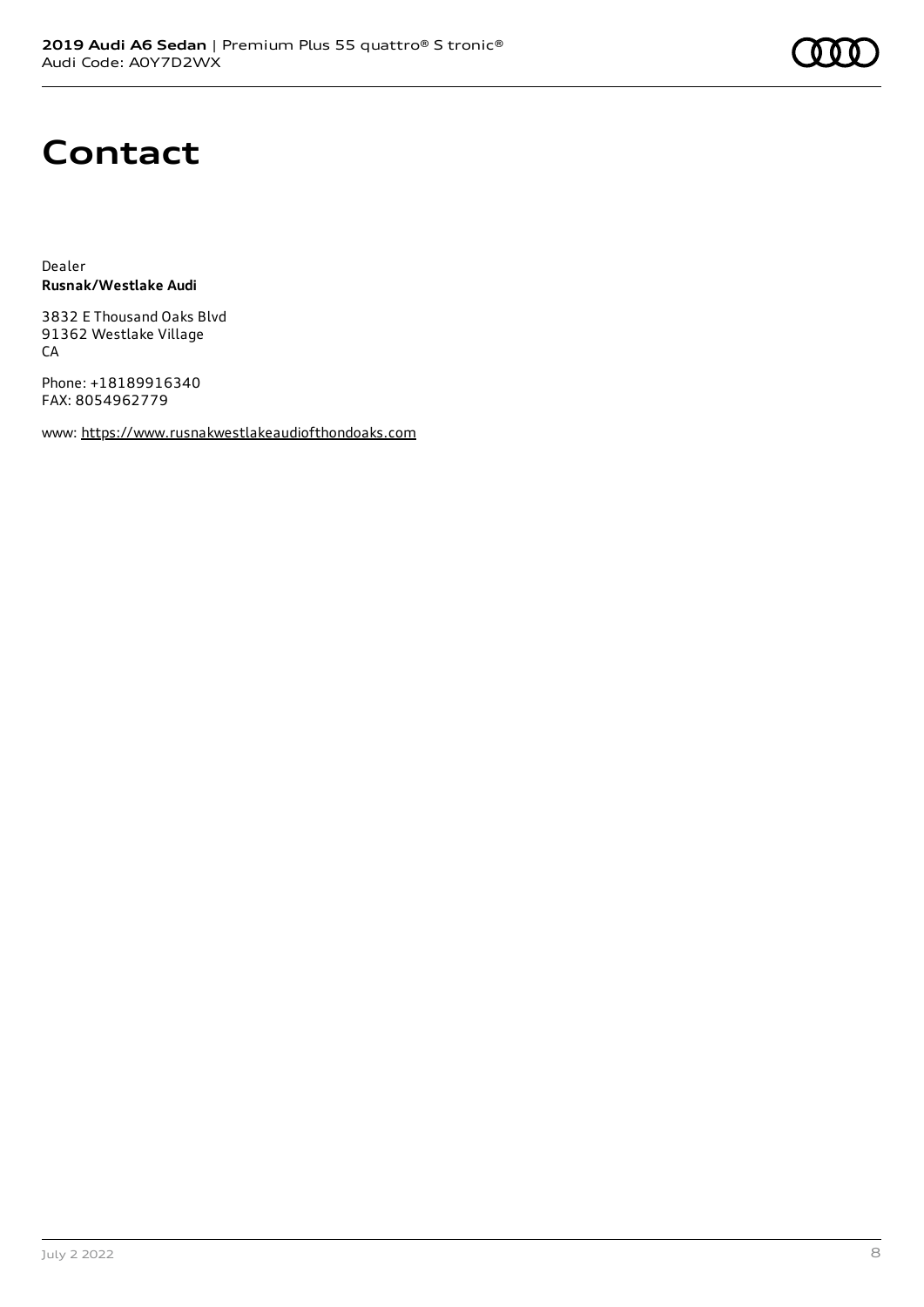# Contact

Dealer
**Rusnak/Westlake Audi**

3832 E Thousand Oaks Blvd
91362 Westlake Village
CA

Phone: +18189916340
FAX: 8054962779

www: https://www.rusnakwestlakeaudiofthondoaks.com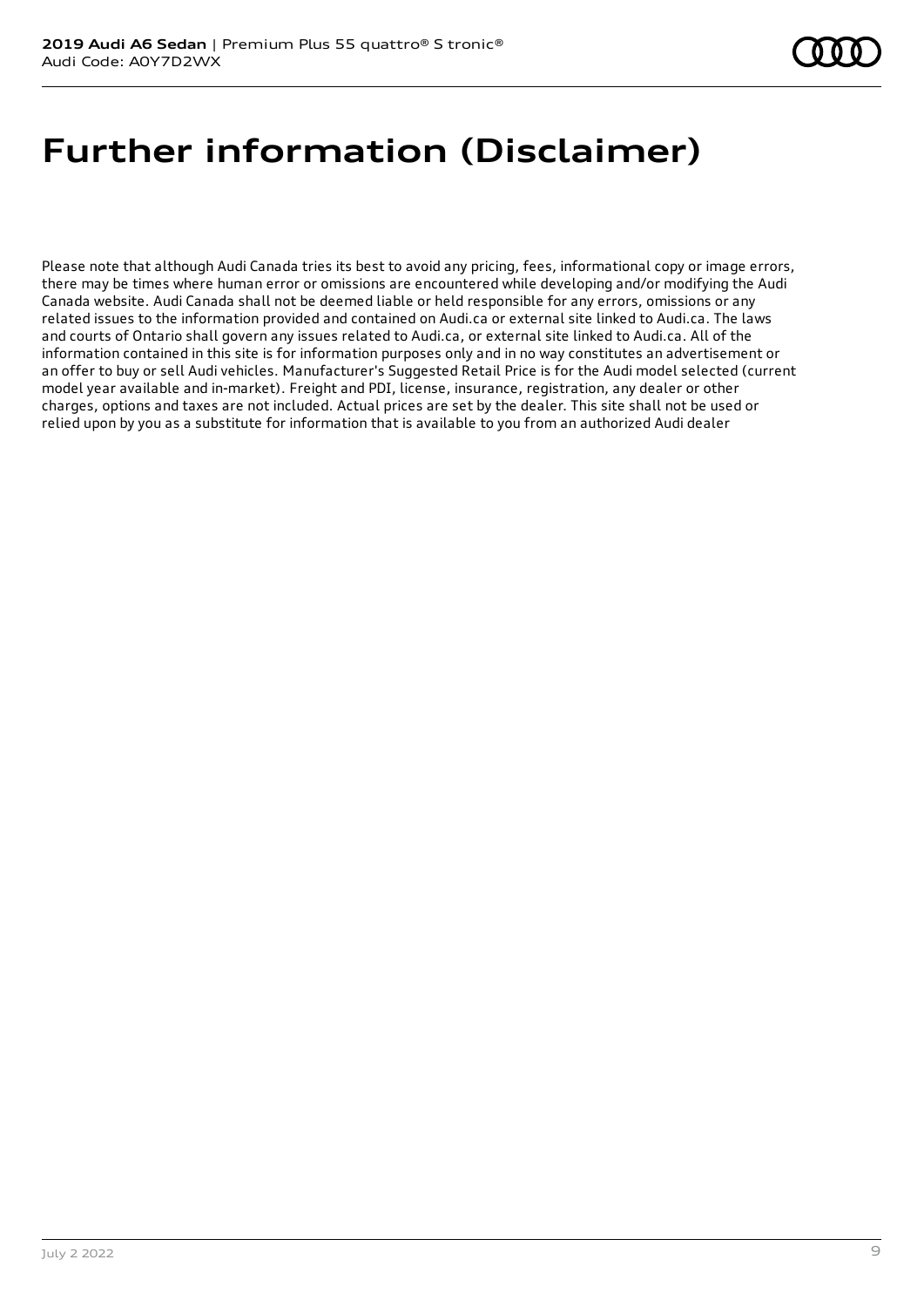# Further information (Disclaimer)

Please note that although Audi Canada tries its best to avoid any pricing, fees, informational copy or image errors, there may be times where human error or omissions are encountered while developing and/or modifying the Audi Canada website. Audi Canada shall not be deemed liable or held responsible for any errors, omissions or any related issues to the information provided and contained on Audi.ca or external site linked to Audi.ca. The laws and courts of Ontario shall govern any issues related to Audi.ca, or external site linked to Audi.ca. All of the information contained in this site is for information purposes only and in no way constitutes an advertisement or an offer to buy or sell Audi vehicles. Manufacturer's Suggested Retail Price is for the Audi model selected (current model year available and in-market). Freight and PDI, license, insurance, registration, any dealer or other charges, options and taxes are not included. Actual prices are set by the dealer. This site shall not be used or relied upon by you as a substitute for information that is available to you from an authorized Audi dealer